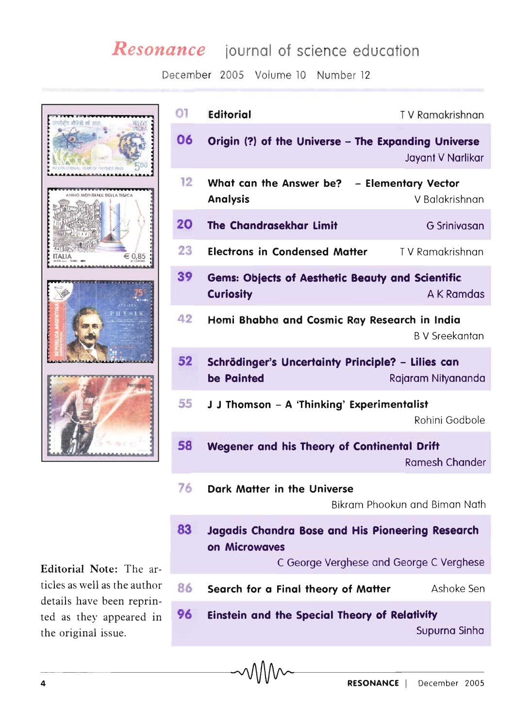# *Resonance* journal of science education

December 2005 Volume 10 Number 12

| | | |
|---|---|---|
| 01 | **Editorial** | T V Ramakrishnan |
| 06 | **Origin (?) of the Universe – The Expanding Universe** | Jayant V Narlikar |
| 12 | **What can the Answer be? – Elementary Vector Analysis** | V Balakrishnan |
| 20 | **The Chandrasekhar Limit** | G Srinivasan |
| 23 | **Electrons in Condensed Matter** | T V Ramakrishnan |
| 39 | **Gems: Objects of Aesthetic Beauty and Scientific Curiosity** | A K Ramdas |
| 42 | **Homi Bhabha and Cosmic Ray Research in India** | B V Sreekantan |
| 52 | **Schrödinger's Uncertainty Principle? – Lilies can be Painted** | Rajaram Nityananda |
| 55 | **J J Thomson – A 'Thinking' Experimentalist** | Rohini Godbole |
| 58 | **Wegener and his Theory of Continental Drift** | Ramesh Chander |
| 76 | **Dark Matter in the Universe** | Bikram Phookun and Biman Nath |
| 83 | **Jagadis Chandra Bose and His Pioneering Research on Microwaves** | C George Verghese and George C Verghese |
| 86 | **Search for a Final theory of Matter** | Ashoke Sen |
| 96 | **Einstein and the Special Theory of Relativity** | Supurna Sinha |

**Editorial Note:** The articles as well as the author details have been reprinted as they appeared in the original issue.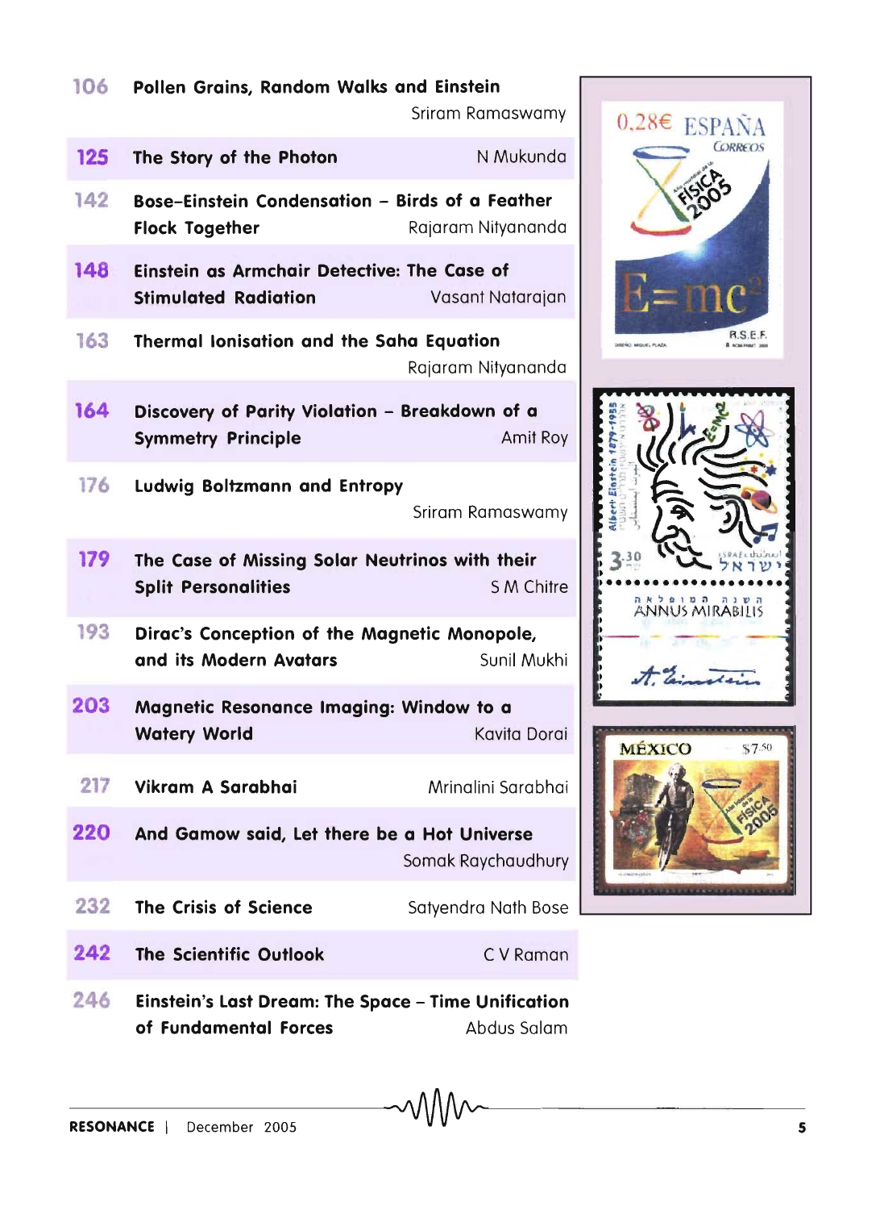106 **Pollen Grains, Random Walks and Einstein**
Sriram Ramaswamy

125 **The Story of the Photon**
N Mukunda

142 **Bose–Einstein Condensation – Birds of a Feather Flock Together**
Rajaram Nityananda

148 **Einstein as Armchair Detective: The Case of Stimulated Radiation**
Vasant Natarajan

163 **Thermal Ionisation and the Saha Equation**
Rajaram Nityananda

164 **Discovery of Parity Violation – Breakdown of a Symmetry Principle**
Amit Roy

176 **Ludwig Boltzmann and Entropy**
Sriram Ramaswamy

179 **The Case of Missing Solar Neutrinos with their Split Personalities**
S M Chitre

193 **Dirac's Conception of the Magnetic Monopole, and its Modern Avatars**
Sunil Mukhi

203 **Magnetic Resonance Imaging: Window to a Watery World**
Kavita Dorai

217 **Vikram A Sarabhai**
Mrinalini Sarabhai

220 **And Gamow said, Let there be a Hot Universe**
Somak Raychaudhury

232 **The Crisis of Science**
Satyendra Nath Bose

242 **The Scientific Outlook**
C V Raman

246 **Einstein's Last Dream: The Space – Time Unification of Fundamental Forces**
Abdus Salam